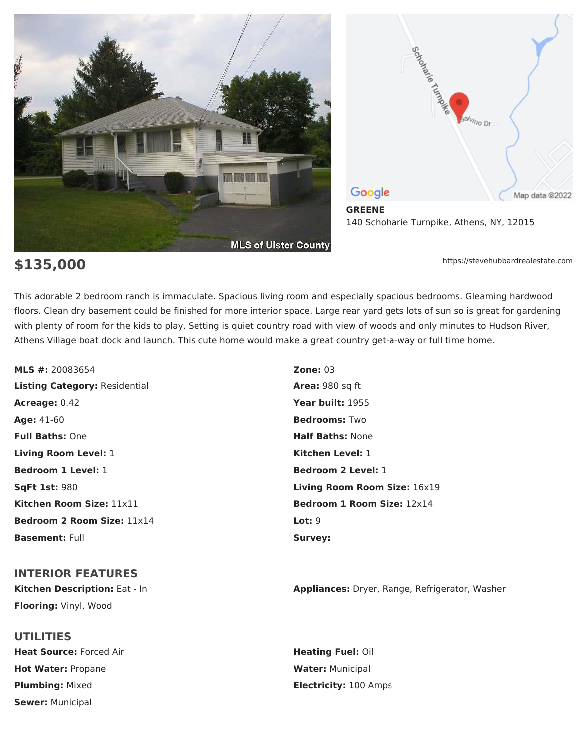**GREENE**
140 Schoharie Turnpike, Athens, NY, 12015

https://stevehubbardrealestate.com

## $135,000

This adorable 2 bedroom ranch is immaculate. Spacious living room and especially spacious bedrooms. Gleaming hardwood floors. Clean dry basement could be finished for more interior space. Large rear yard gets lots of sun so is great for gardening with plenty of room for the kids to play. Setting is quiet country road with view of woods and only minutes to Hudson River, Athens Village boat dock and launch. This cute home would make a great country get-a-way or full time home.

**MLS #:** 20083654
**Listing Category:** Residential
**Acreage:** 0.42
**Age:** 41-60
**Full Baths:** One
**Living Room Level:** 1
**Bedroom 1 Level:** 1
**SqFt 1st:** 980
**Kitchen Room Size:** 11x11
**Bedroom 2 Room Size:** 11x14
**Basement:** Full
**Zone:** 03
**Area:** 980 sq ft
**Year built:** 1955
**Bedrooms:** Two
**Half Baths:** None
**Kitchen Level:** 1
**Bedroom 2 Level:** 1
**Living Room Room Size:** 16x19
**Bedroom 1 Room Size:** 12x14
**Lot:** 9
**Survey:**

## INTERIOR FEATURES

**Kitchen Description:** Eat - In
**Flooring:** Vinyl, Wood
**Appliances:** Dryer, Range, Refrigerator, Washer

## UTILITIES

**Heat Source:** Forced Air
**Hot Water:** Propane
**Plumbing:** Mixed
**Sewer:** Municipal
**Heating Fuel:** Oil
**Water:** Municipal
**Electricity:** 100 Amps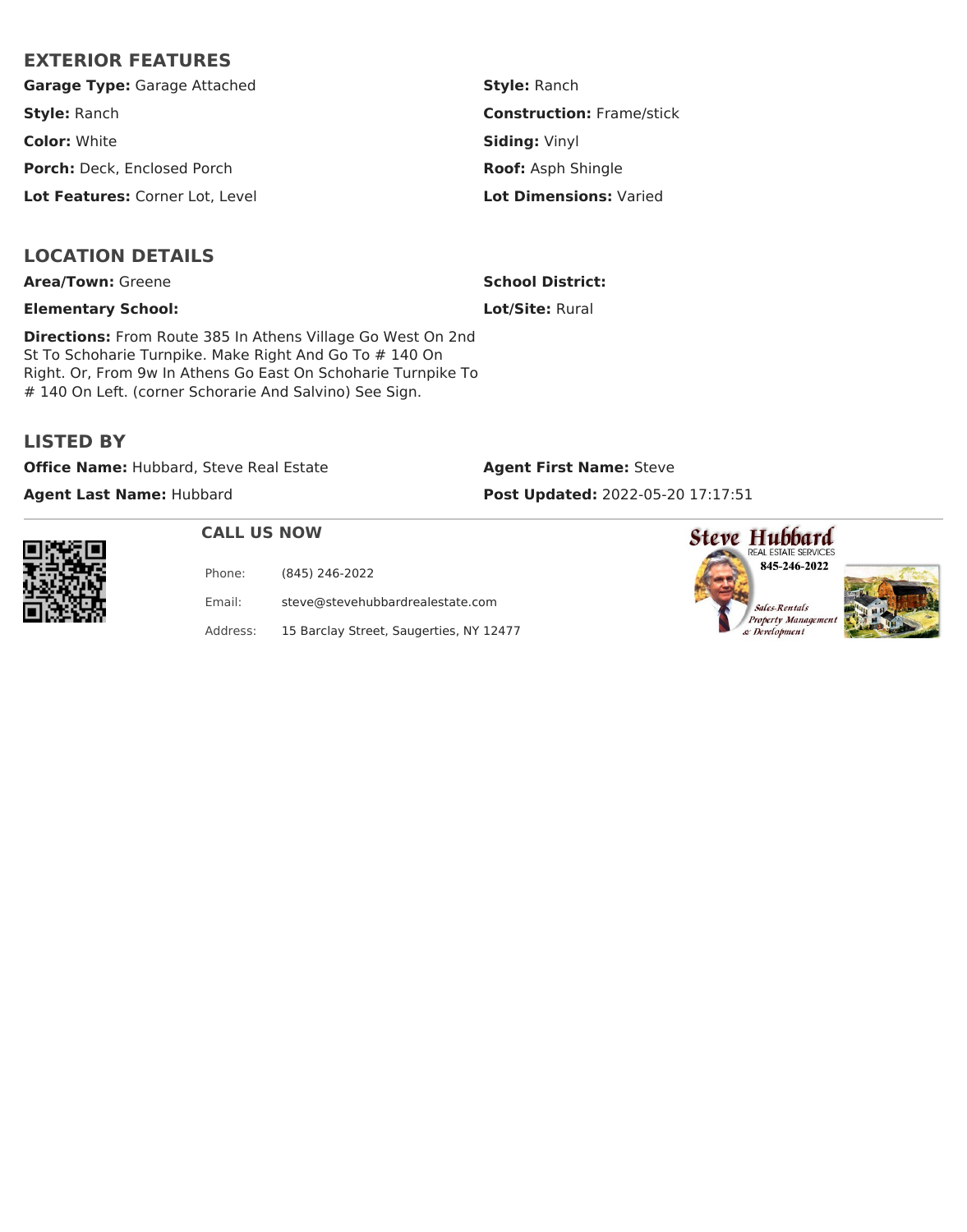## EXTERIOR FEATURES

**Garage Type:** Garage Attached

**Style:** Ranch

**Style:** Ranch

**Construction:** Frame/stick

**Color:** White

**Siding:** Vinyl

**Porch:** Deck, Enclosed Porch

**Roof:** Asph Shingle

**Lot Features:** Corner Lot, Level

**Lot Dimensions:** Varied

## LOCATION DETAILS

**Area/Town:** Greene

**School District:**

**Elementary School:**

**Lot/Site:** Rural

**Directions:** From Route 385 In Athens Village Go West On 2nd St To Schoharie Turnpike. Make Right And Go To # 140 On Right. Or, From 9w In Athens Go East On Schoharie Turnpike To # 140 On Left. (corner Schorarie And Salvino) See Sign.

## LISTED BY

**Office Name:** Hubbard, Steve Real Estate

**Agent First Name:** Steve

**Agent Last Name:** Hubbard

**Post Updated:** 2022-05-20 17:17:51

### CALL US NOW

Phone: (845) 246-2022

Email: steve@stevehubbardrealestate.com

Address: 15 Barclay Street, Saugerties, NY 12477

Steve Hubbard
REAL ESTATE SERVICES
845-246-2022
Sales-Rentals
Property Management
& Development